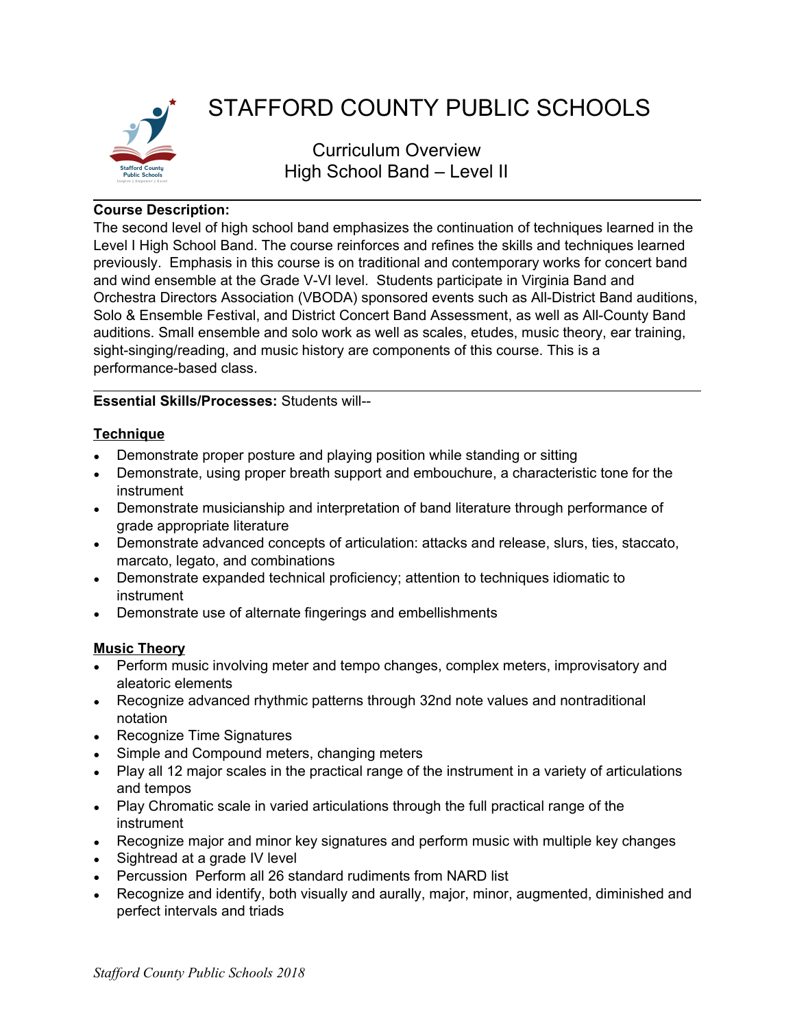# STAFFORD COUNTY PUBLIC SCHOOLS

## Curriculum Overview
## High School Band – Level II

**Course Description:**
The second level of high school band emphasizes the continuation of techniques learned in the Level I High School Band. The course reinforces and refines the skills and techniques learned previously. Emphasis in this course is on traditional and contemporary works for concert band and wind ensemble at the Grade V-VI level. Students participate in Virginia Band and Orchestra Directors Association (VBODA) sponsored events such as All-District Band auditions, Solo & Ensemble Festival, and District Concert Band Assessment, as well as All-County Band auditions. Small ensemble and solo work as well as scales, etudes, music theory, ear training, sight-singing/reading, and music history are components of this course. This is a performance-based class.

**Essential Skills/Processes:** Students will--

**Technique**

- Demonstrate proper posture and playing position while standing or sitting
- Demonstrate, using proper breath support and embouchure, a characteristic tone for the instrument
- Demonstrate musicianship and interpretation of band literature through performance of grade appropriate literature
- Demonstrate advanced concepts of articulation: attacks and release, slurs, ties, staccato, marcato, legato, and combinations
- Demonstrate expanded technical proficiency; attention to techniques idiomatic to instrument
- Demonstrate use of alternate fingerings and embellishments

**Music Theory**

- Perform music involving meter and tempo changes, complex meters, improvisatory and aleatoric elements
- Recognize advanced rhythmic patterns through 32nd note values and nontraditional notation
- Recognize Time Signatures
- Simple and Compound meters, changing meters
- Play all 12 major scales in the practical range of the instrument in a variety of articulations and tempos
- Play Chromatic scale in varied articulations through the full practical range of the instrument
- Recognize major and minor key signatures and perform music with multiple key changes
- Sightread at a grade IV level
- Percussion Perform all 26 standard rudiments from NARD list
- Recognize and identify, both visually and aurally, major, minor, augmented, diminished and perfect intervals and triads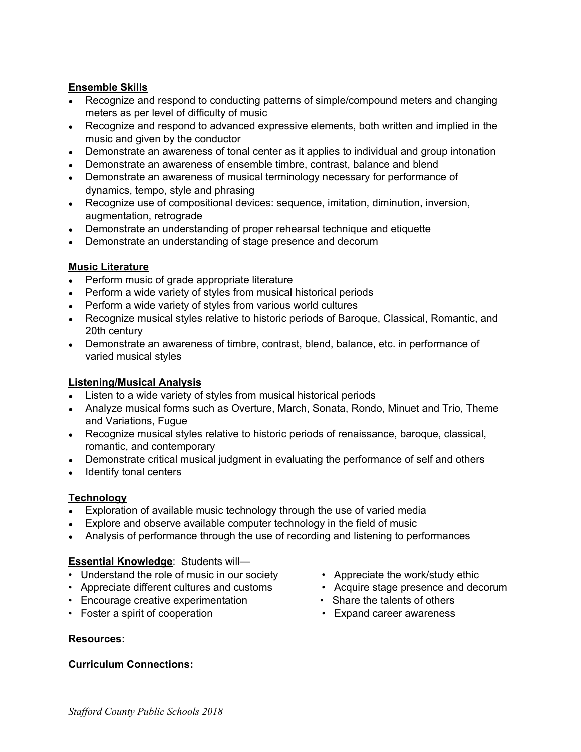**Ensemble Skills**

- Recognize and respond to conducting patterns of simple/compound meters and changing meters as per level of difficulty of music
- Recognize and respond to advanced expressive elements, both written and implied in the music and given by the conductor
- Demonstrate an awareness of tonal center as it applies to individual and group intonation
- Demonstrate an awareness of ensemble timbre, contrast, balance and blend
- Demonstrate an awareness of musical terminology necessary for performance of dynamics, tempo, style and phrasing
- Recognize use of compositional devices: sequence, imitation, diminution, inversion, augmentation, retrograde
- Demonstrate an understanding of proper rehearsal technique and etiquette
- Demonstrate an understanding of stage presence and decorum

**Music Literature**

- Perform music of grade appropriate literature
- Perform a wide variety of styles from musical historical periods
- Perform a wide variety of styles from various world cultures
- Recognize musical styles relative to historic periods of Baroque, Classical, Romantic, and 20th century
- Demonstrate an awareness of timbre, contrast, blend, balance, etc. in performance of varied musical styles

**Listening/Musical Analysis**

- Listen to a wide variety of styles from musical historical periods
- Analyze musical forms such as Overture, March, Sonata, Rondo, Minuet and Trio, Theme and Variations, Fugue
- Recognize musical styles relative to historic periods of renaissance, baroque, classical, romantic, and contemporary
- Demonstrate critical musical judgment in evaluating the performance of self and others
- Identify tonal centers

**Technology**

- Exploration of available music technology through the use of varied media
- Explore and observe available computer technology in the field of music
- Analysis of performance through the use of recording and listening to performances

**Essential Knowledge**: Students will—

- Understand the role of music in our society
- Appreciate different cultures and customs
- Encourage creative experimentation
- Foster a spirit of cooperation
- Appreciate the work/study ethic
- Acquire stage presence and decorum
- Share the talents of others
- Expand career awareness

**Resources:**

**Curriculum Connections:**

*Stafford County Public Schools 2018*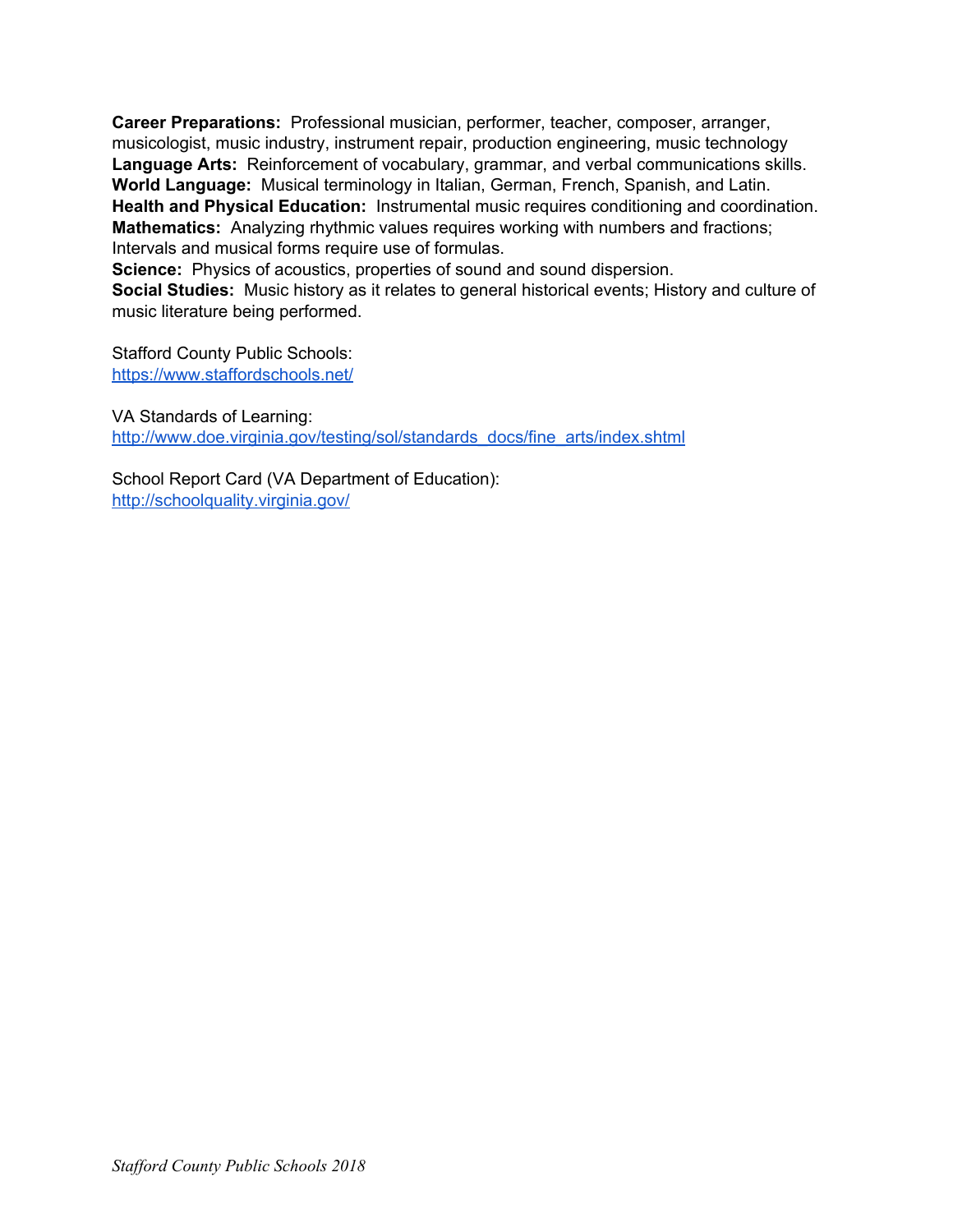**Career Preparations:** Professional musician, performer, teacher, composer, arranger, musicologist, music industry, instrument repair, production engineering, music technology
**Language Arts:** Reinforcement of vocabulary, grammar, and verbal communications skills.
**World Language:** Musical terminology in Italian, German, French, Spanish, and Latin.
**Health and Physical Education:** Instrumental music requires conditioning and coordination.
**Mathematics:** Analyzing rhythmic values requires working with numbers and fractions; Intervals and musical forms require use of formulas.
**Science:** Physics of acoustics, properties of sound and sound dispersion.
**Social Studies:** Music history as it relates to general historical events; History and culture of music literature being performed.

Stafford County Public Schools:
https://www.staffordschools.net/

VA Standards of Learning:
http://www.doe.virginia.gov/testing/sol/standards_docs/fine_arts/index.shtml

School Report Card (VA Department of Education):
http://schoolquality.virginia.gov/